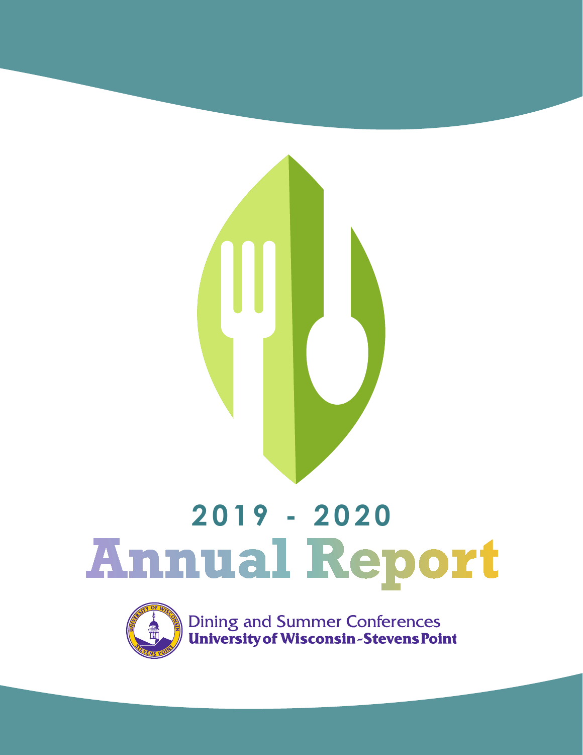# 2019 - 2020

# Annual Report

Dining and Summer Conferences
**University of Wisconsin-Stevens Point**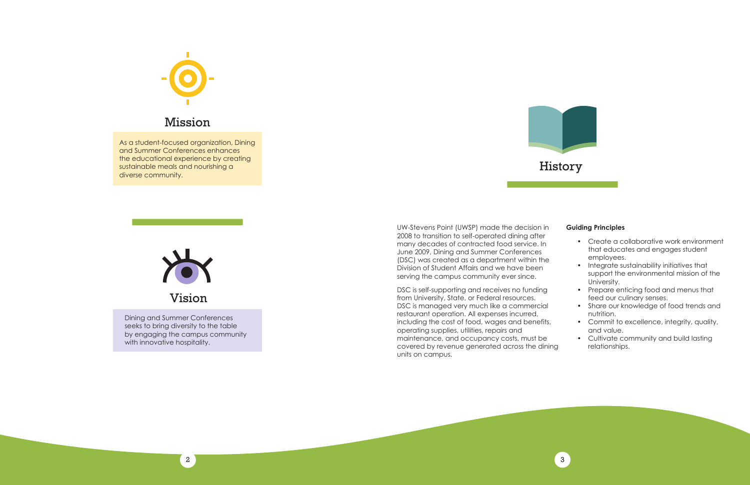## Mission

As a student-focused organization, Dining and Summer Conferences enhances the educational experience by creating sustainable meals and nourishing a diverse community.

## Vision

Dining and Summer Conferences seeks to bring diversity to the table by engaging the campus community with innovative hospitality.

## History

UW-Stevens Point (UWSP) made the decision in 2008 to transition to self-operated dining after many decades of contracted food service. In June 2009, Dining and Summer Conferences (DSC) was created as a department within the Division of Student Affairs and we have been serving the campus community ever since.

DSC is self-supporting and receives no funding from University, State, or Federal resources. DSC is managed very much like a commercial restaurant operation. All expenses incurred, including the cost of food, wages and benefits, operating supplies, utilities, repairs and maintenance, and occupancy costs, must be covered by revenue generated across the dining units on campus.

**Guiding Principles**

- Create a collaborative work environment that educates and engages student employees.
- Integrate sustainability initiatives that support the environmental mission of the University.
- Prepare enticing food and menus that feed our culinary senses.
- Share our knowledge of food trends and nutrition.
- Commit to excellence, integrity, quality, and value.
- Cultivate community and build lasting relationships.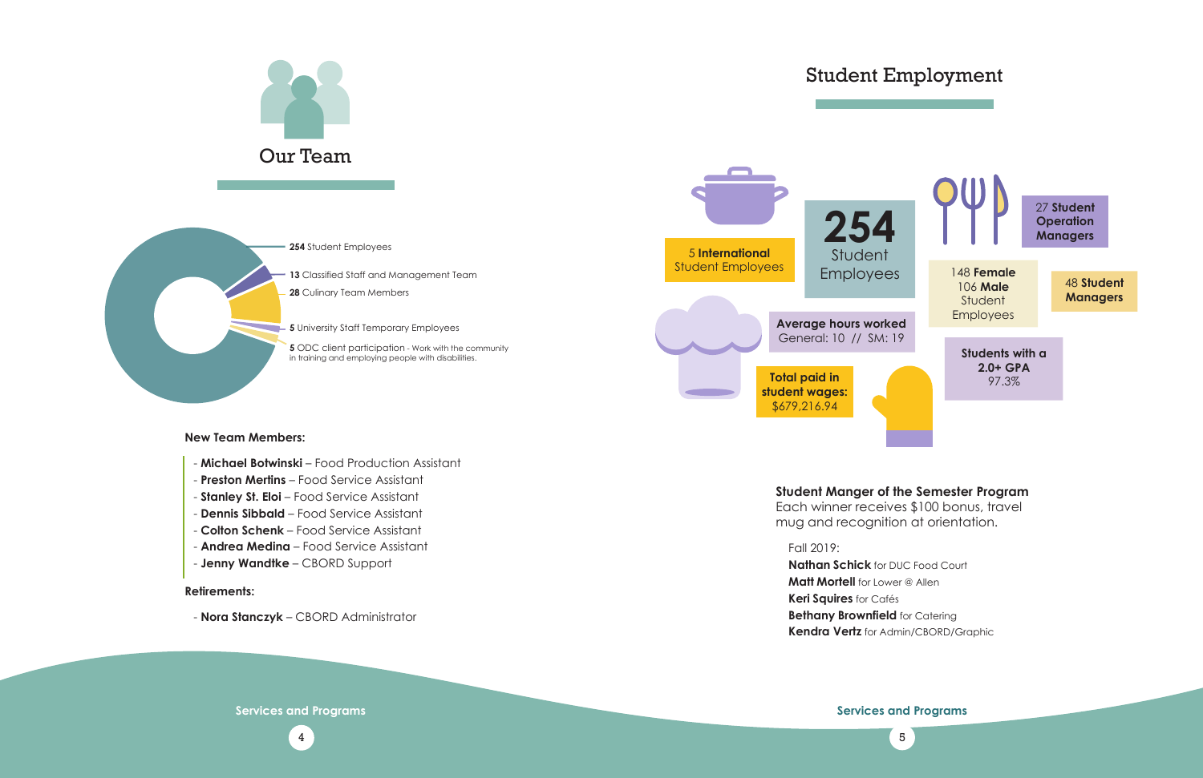# Our Team

**254** Student Employees

**13** Classified Staff and Management Team

**28** Culinary Team Members

**5** University Staff Temporary Employees

**5** ODC client participation - Work with the community in training and employing people with disabilities.

**New Team Members:**

- **Michael Botwinski** – Food Production Assistant
- **Preston Mertins** – Food Service Assistant
- **Stanley St. Eloi** – Food Service Assistant
- **Dennis Sibbald** – Food Service Assistant
- **Colton Schenk** – Food Service Assistant
- **Andrea Medina** – Food Service Assistant
- **Jenny Wandtke** – CBORD Support

**Retirements:**

- **Nora Stanczyk** – CBORD Administrator

# Student Employment

**254** Student Employees

5 **International** Student Employees

148 **Female**
106 **Male**
Student Employees

27 **Student Operation Managers**

48 **Student Managers**

**Average hours worked**
General: 10 // SM: 19

**Total paid in student wages:**
$679,216.94

**Students with a 2.0+ GPA**
97.3%

**Student Manger of the Semester Program**
Each winner receives $100 bonus, travel mug and recognition at orientation.

Fall 2019:
**Nathan Schick** for DUC Food Court
**Matt Mortell** for Lower @ Allen
**Keri Squires** for Cafés
**Bethany Brownfield** for Catering
**Kendra Vertz** for Admin/CBORD/Graphic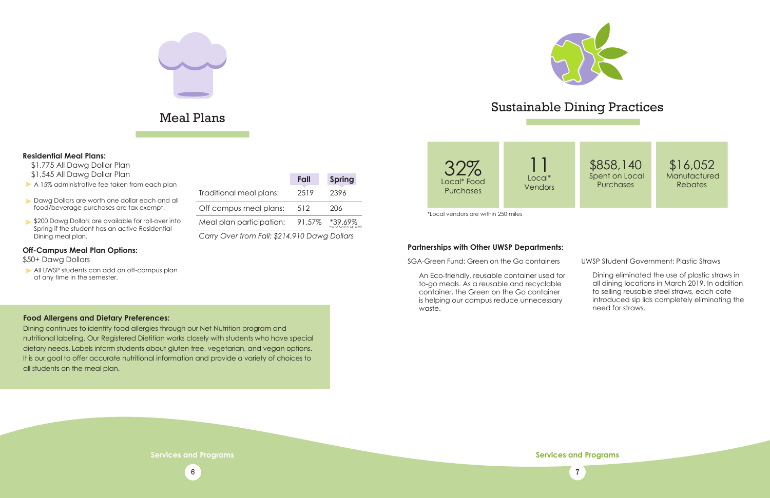# Meal Plans

**Residential Meal Plans:**

$1,775 All Dawg Dollar Plan
$1,545 All Dawg Dollar Plan

- A 15% administrative fee taken from each plan
- Dawg Dollars are worth one dollar each and all food/beverage purchases are tax exempt.
- $200 Dawg Dollars are available for roll-over into Spring if the student has an active Residential Dining meal plan.

**Off-Campus Meal Plan Options:**

$50+ Dawg Dollars

- All UWSP students can add an off-campus plan at any time in the semester.

| | Fall | Spring |
|---|---|---|
| Traditional meal plans: | 2519 | 2396 |
| Off campus meal plans: | 512 | 206 |
| Meal plan participation: | 91.57% | *39.69% (*as of March 14, 2020) |

*Carry Over from Fall: $214,910 Dawg Dollars*

**Food Allergens and Dietary Preferences:**

Dining continues to identify food allergies through our Net Nutrition program and nutritional labeling. Our Registered Dietitian works closely with students who have special dietary needs. Labels inform students about gluten-free, vegetarian, and vegan options. It is our goal to offer accurate nutritional information and provide a variety of choices to all students on the meal plan.

# Sustainable Dining Practices

| 32% Local* Food Purchases | 11 Local* Vendors | $858,140 Spent on Local Purchases | $16,052 Manufactured Rebates |
|---|---|---|---|

*Local vendors are within 250 miles

**Partnerships with Other UWSP Departments:**

SGA-Green Fund: Green on the Go containers

An Eco-friendly, reusable container used for to-go meals. As a reusable and recyclable container, the Green on the Go container is helping our campus reduce unnecessary waste.

UWSP Student Government: Plastic Straws

Dining eliminated the use of plastic straws in all dining locations in March 2019. In addition to selling reusable steel straws, each cafe introduced sip lids completely eliminating the need for straws.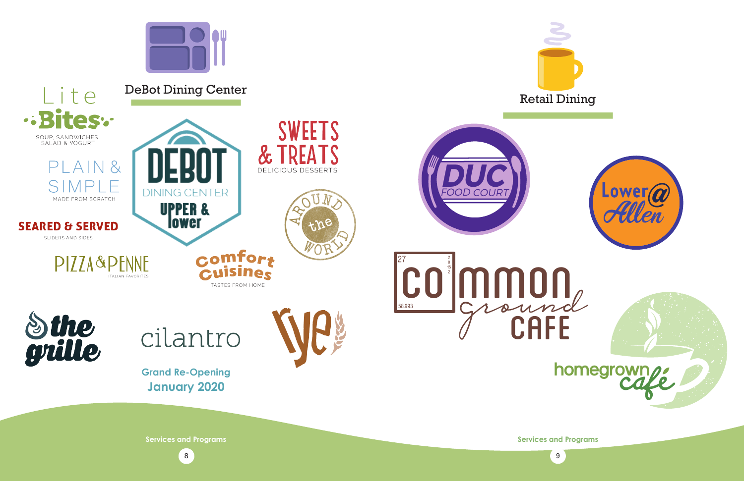## DeBot Dining Center

**DeBOT DINING CENTER UPPER & lower**

Lite Bites
SOUP, SANDWICHES SALAD & YOGURT

PLAIN & SIMPLE
MADE FROM SCRATCH

SEARED & SERVED
SLIDERS AND SIDES

PIZZA & PENNE
ITALIAN FAVORITES

SWEETS & TREATS
DELICIOUS DESSERTS

AROUND the WORLD

Comfort Cuisines
TASTES FROM HOME

the grille

cilantro

rye

**Grand Re-Opening January 2020**

## Retail Dining

DUC FOOD COURT

Lower@Allen

Common Ground CAFE

homegrown café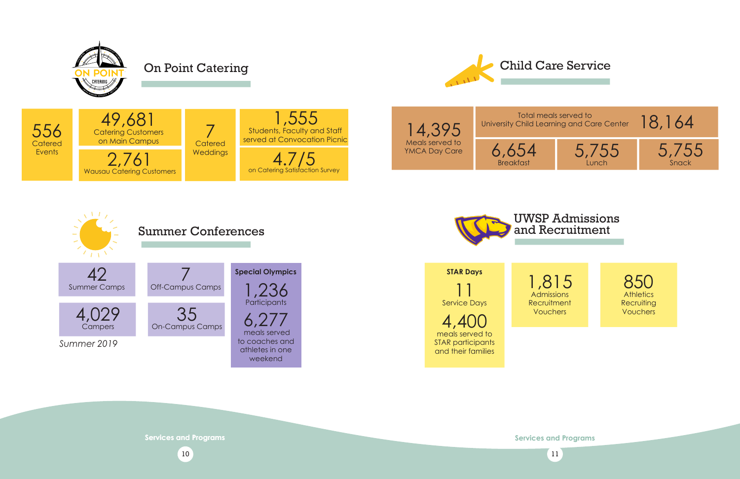## On Point Catering

- **556** Catered Events
- **49,681** Catering Customers on Main Campus
- **2,761** Wausau Catering Customers
- **7** Catered Weddings
- **1,555** Students, Faculty and Staff served at Convocation Picnic
- **4.7/5** on Catering Satisfaction Survey

## Child Care Service

- **14,395** Meals served to YMCA Day Care
- Total meals served to University Child Learning and Care Center **18,164**
  - **6,654** Breakfast
  - **5,755** Lunch
  - **5,755** Snack

## Summer Conferences

- **42** Summer Camps
- **4,029** Campers
- **7** Off-Campus Camps
- **35** On-Campus Camps

*Summer 2019*

**Special Olympics**

- **1,236** Participants
- **6,277** meals served to coaches and athletes in one weekend

## UWSP Admissions and Recruitment

**STAR Days**

- **11** Service Days
- **4,400** meals served to STAR participants and their families

- **1,815** Admissions Recruitment Vouchers
- **850** Athletics Recruiting Vouchers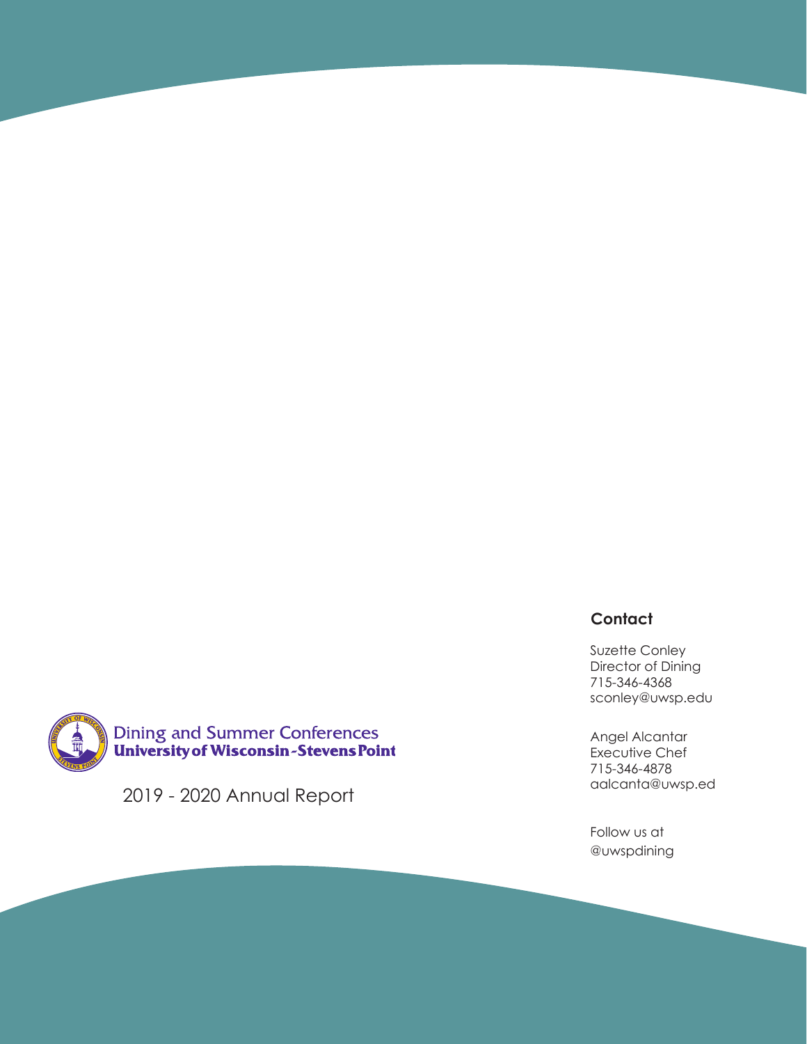Dining and Summer Conferences
**University of Wisconsin-Stevens Point**

2019 - 2020 Annual Report

### Contact

Suzette Conley
Director of Dining
715-346-4368
sconley@uwsp.edu

Angel Alcantar
Executive Chef
715-346-4878
aalcanta@uwsp.ed

Follow us at
@uwspdining